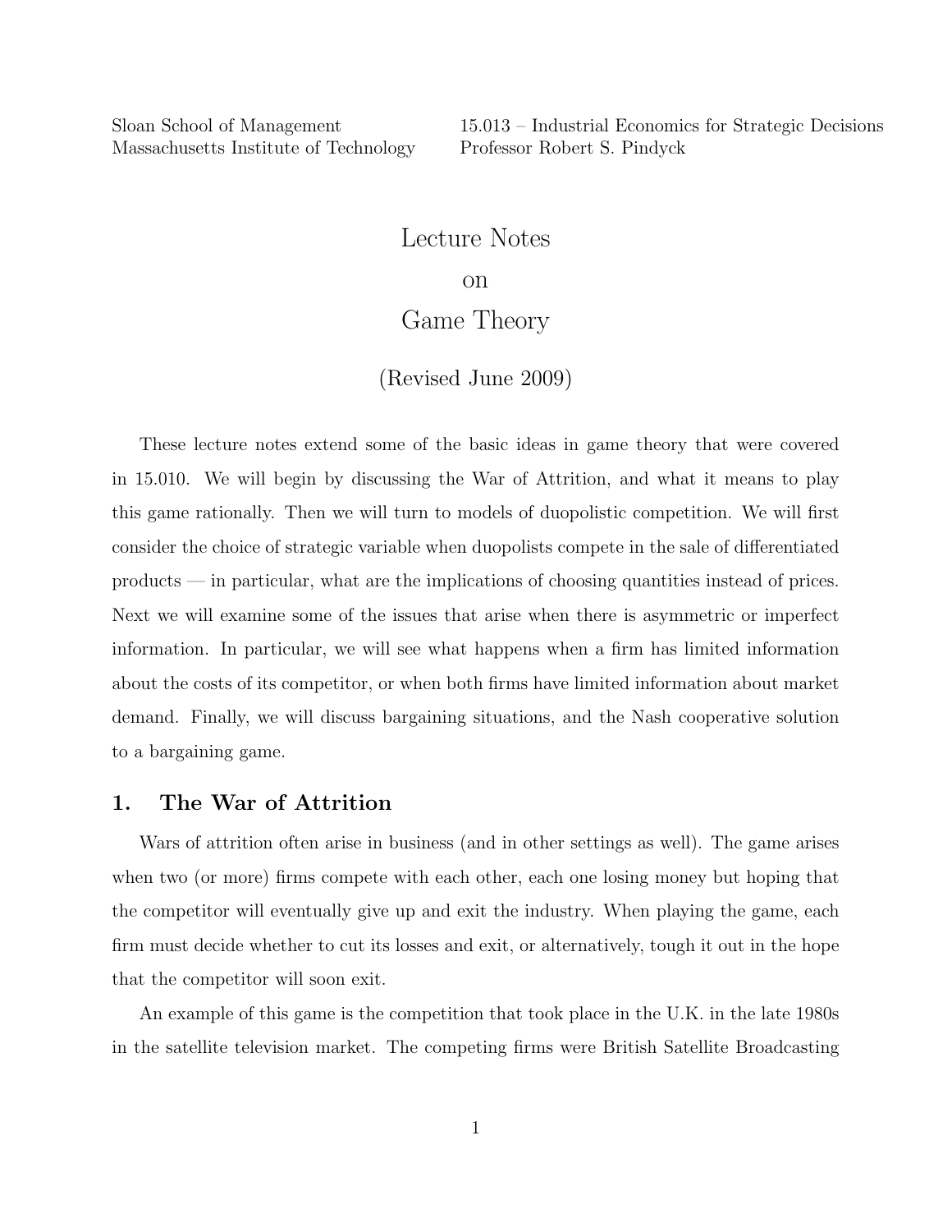Sloan School of Management
Massachusetts Institute of Technology

15.013 – Industrial Economics for Strategic Decisions
Professor Robert S. Pindyck

# Lecture Notes on Game Theory

(Revised June 2009)

These lecture notes extend some of the basic ideas in game theory that were covered in 15.010. We will begin by discussing the War of Attrition, and what it means to play this game rationally. Then we will turn to models of duopolistic competition. We will first consider the choice of strategic variable when duopolists compete in the sale of differentiated products — in particular, what are the implications of choosing quantities instead of prices. Next we will examine some of the issues that arise when there is asymmetric or imperfect information. In particular, we will see what happens when a firm has limited information about the costs of its competitor, or when both firms have limited information about market demand. Finally, we will discuss bargaining situations, and the Nash cooperative solution to a bargaining game.

## 1. The War of Attrition

Wars of attrition often arise in business (and in other settings as well). The game arises when two (or more) firms compete with each other, each one losing money but hoping that the competitor will eventually give up and exit the industry. When playing the game, each firm must decide whether to cut its losses and exit, or alternatively, tough it out in the hope that the competitor will soon exit.

An example of this game is the competition that took place in the U.K. in the late 1980s in the satellite television market. The competing firms were British Satellite Broadcasting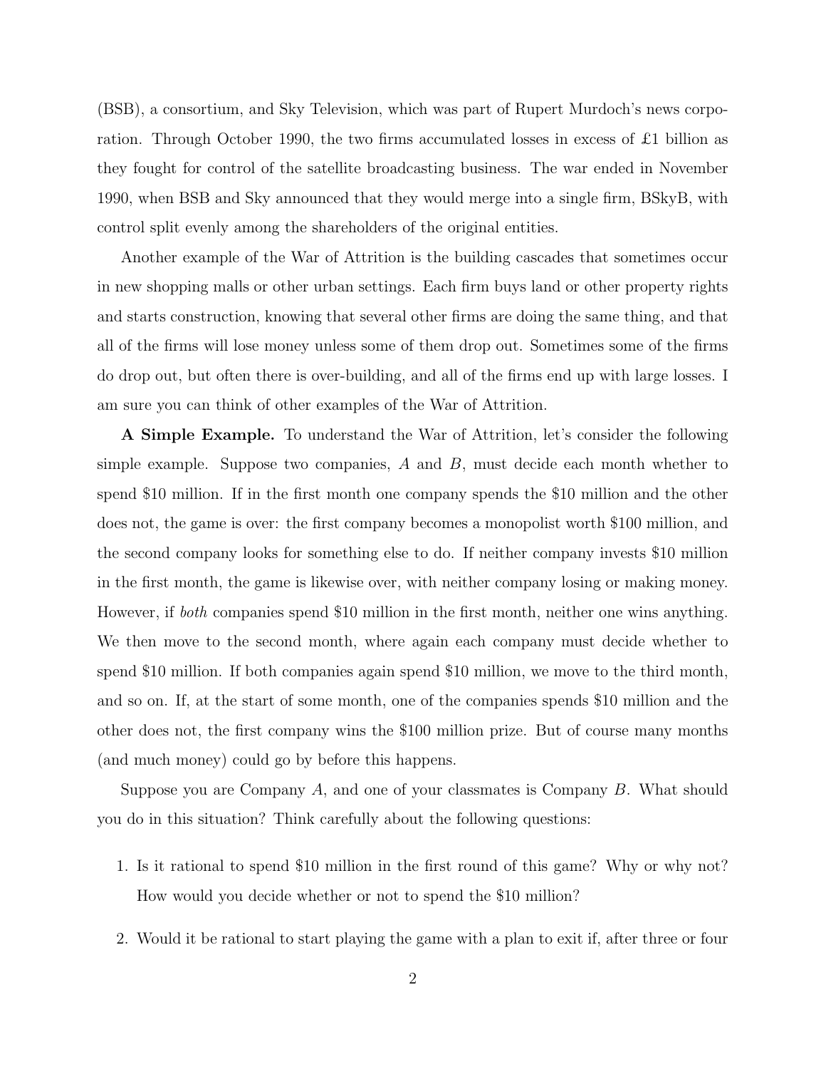(BSB), a consortium, and Sky Television, which was part of Rupert Murdoch's news corporation. Through October 1990, the two firms accumulated losses in excess of £1 billion as they fought for control of the satellite broadcasting business. The war ended in November 1990, when BSB and Sky announced that they would merge into a single firm, BSkyB, with control split evenly among the shareholders of the original entities.

Another example of the War of Attrition is the building cascades that sometimes occur in new shopping malls or other urban settings. Each firm buys land or other property rights and starts construction, knowing that several other firms are doing the same thing, and that all of the firms will lose money unless some of them drop out. Sometimes some of the firms do drop out, but often there is over-building, and all of the firms end up with large losses. I am sure you can think of other examples of the War of Attrition.

**A Simple Example.** To understand the War of Attrition, let's consider the following simple example. Suppose two companies, $A$ and $B$, must decide each month whether to spend \$10 million. If in the first month one company spends the \$10 million and the other does not, the game is over: the first company becomes a monopolist worth \$100 million, and the second company looks for something else to do. If neither company invests \$10 million in the first month, the game is likewise over, with neither company losing or making money. However, if *both* companies spend \$10 million in the first month, neither one wins anything. We then move to the second month, where again each company must decide whether to spend \$10 million. If both companies again spend \$10 million, we move to the third month, and so on. If, at the start of some month, one of the companies spends \$10 million and the other does not, the first company wins the \$100 million prize. But of course many months (and much money) could go by before this happens.

Suppose you are Company $A$, and one of your classmates is Company $B$. What should you do in this situation? Think carefully about the following questions:

1. Is it rational to spend \$10 million in the first round of this game? Why or why not? How would you decide whether or not to spend the \$10 million?

2. Would it be rational to start playing the game with a plan to exit if, after three or four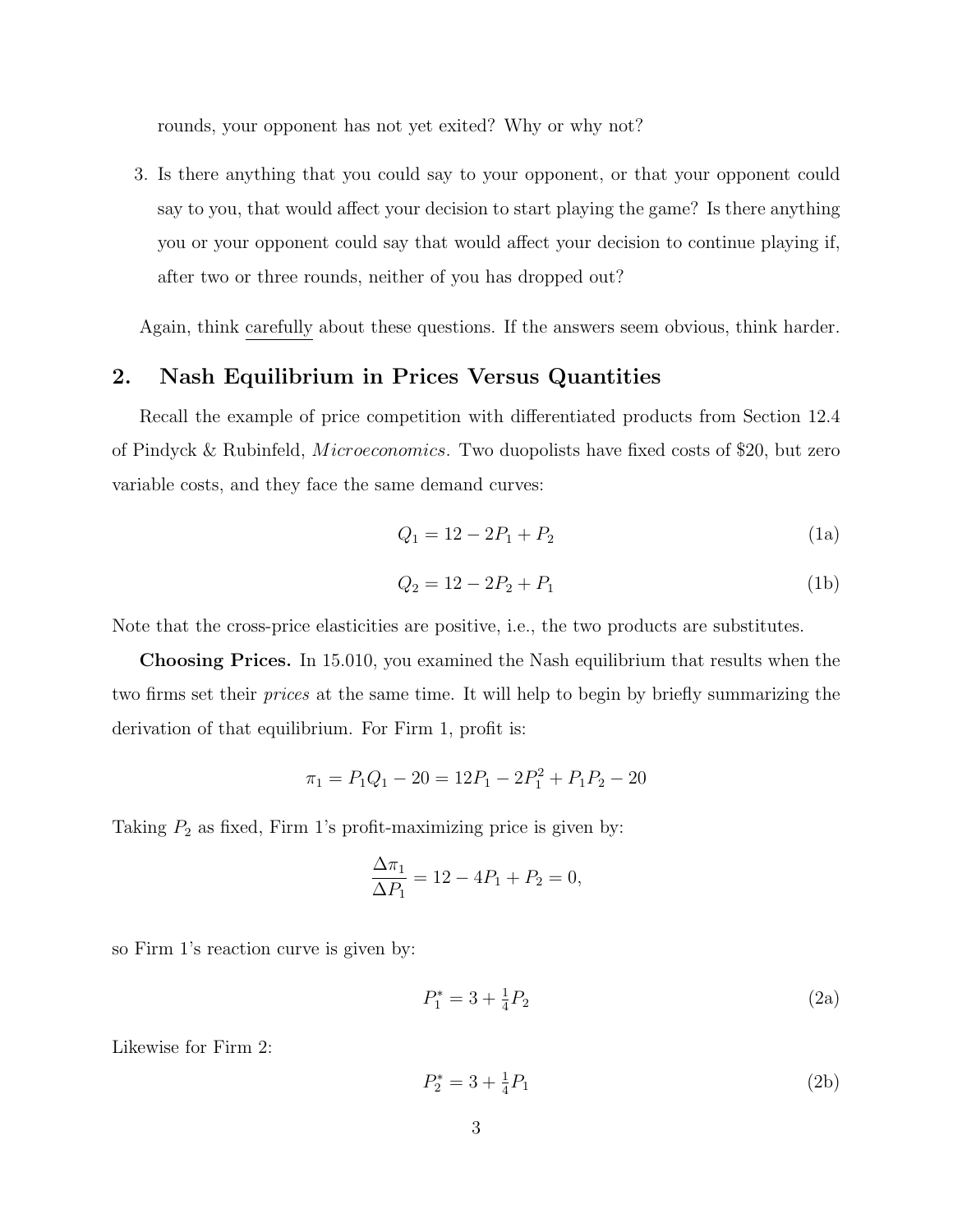rounds, your opponent has not yet exited? Why or why not?

3. Is there anything that you could say to your opponent, or that your opponent could say to you, that would affect your decision to start playing the game? Is there anything you or your opponent could say that would affect your decision to continue playing if, after two or three rounds, neither of you has dropped out?

Again, think carefully about these questions. If the answers seem obvious, think harder.

## 2. Nash Equilibrium in Prices Versus Quantities

Recall the example of price competition with differentiated products from Section 12.4 of Pindyck & Rubinfeld, *Microeconomics*. Two duopolists have fixed costs of \$20, but zero variable costs, and they face the same demand curves:

$$Q_1 = 12 - 2P_1 + P_2 \tag{1a}$$

$$Q_2 = 12 - 2P_2 + P_1 \tag{1b}$$

Note that the cross-price elasticities are positive, i.e., the two products are substitutes.

**Choosing Prices.** In 15.010, you examined the Nash equilibrium that results when the two firms set their *prices* at the same time. It will help to begin by briefly summarizing the derivation of that equilibrium. For Firm 1, profit is:

$$\pi_1 = P_1 Q_1 - 20 = 12P_1 - 2P_1^2 + P_1 P_2 - 20$$

Taking $P_2$ as fixed, Firm 1's profit-maximizing price is given by:

$$\frac{\Delta \pi_1}{\Delta P_1} = 12 - 4P_1 + P_2 = 0,$$

so Firm 1's reaction curve is given by:

$$P_1^* = 3 + \tfrac{1}{4}P_2 \tag{2a}$$

Likewise for Firm 2:

$$P_2^* = 3 + \tfrac{1}{4}P_1 \tag{2b}$$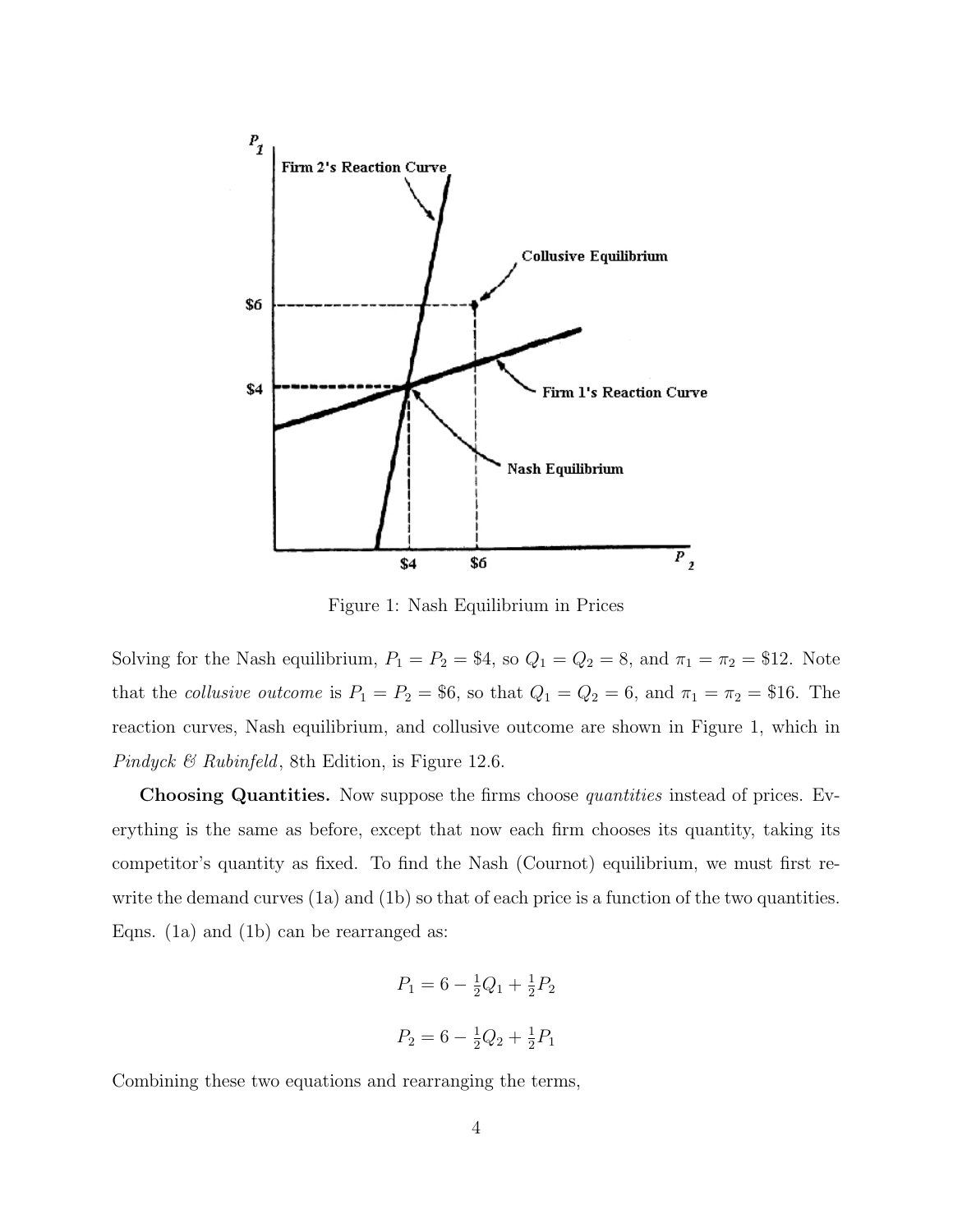Figure 1: Nash Equilibrium in Prices

Solving for the Nash equilibrium, $P_1 = P_2 = \$4$, so $Q_1 = Q_2 = 8$, and $\pi_1 = \pi_2 = \$12$. Note that the *collusive outcome* is $P_1 = P_2 = \$6$, so that $Q_1 = Q_2 = 6$, and $\pi_1 = \pi_2 = \$16$. The reaction curves, Nash equilibrium, and collusive outcome are shown in Figure 1, which in *Pindyck & Rubinfeld*, 8th Edition, is Figure 12.6.

**Choosing Quantities.** Now suppose the firms choose *quantities* instead of prices. Everything is the same as before, except that now each firm chooses its quantity, taking its competitor's quantity as fixed. To find the Nash (Cournot) equilibrium, we must first rewrite the demand curves (1a) and (1b) so that of each price is a function of the two quantities. Eqns. (1a) and (1b) can be rearranged as:

$$P_1 = 6 - \tfrac{1}{2}Q_1 + \tfrac{1}{2}P_2$$

$$P_2 = 6 - \tfrac{1}{2}Q_2 + \tfrac{1}{2}P_1$$

Combining these two equations and rearranging the terms,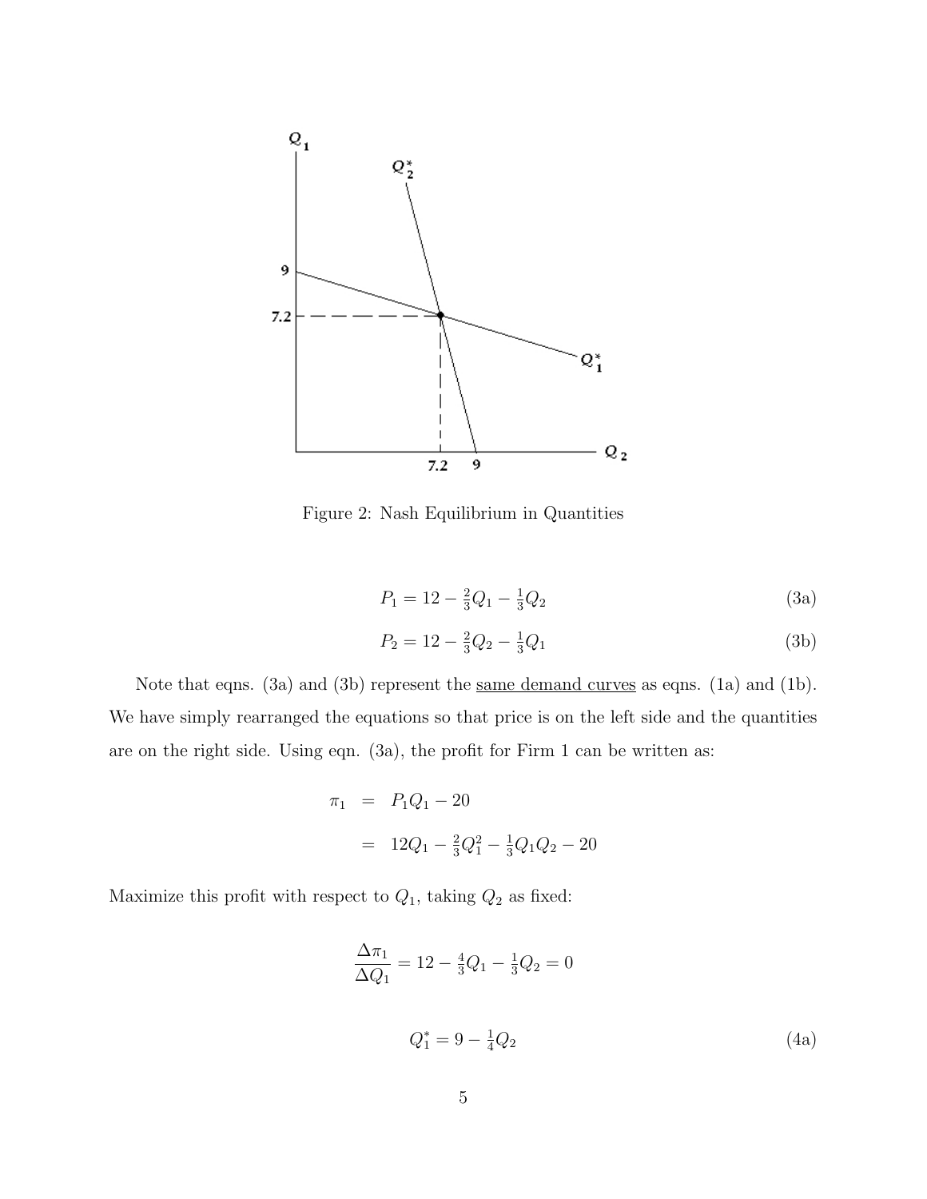Figure 2: Nash Equilibrium in Quantities

$$P_1 = 12 - \tfrac{2}{3}Q_1 - \tfrac{1}{3}Q_2 \tag{3a}$$

$$P_2 = 12 - \tfrac{2}{3}Q_2 - \tfrac{1}{3}Q_1 \tag{3b}$$

Note that eqns. (3a) and (3b) represent the <u>same demand curves</u> as eqns. (1a) and (1b). We have simply rearranged the equations so that price is on the left side and the quantities are on the right side. Using eqn. (3a), the profit for Firm 1 can be written as:

$$\begin{aligned}
\pi_1 &= P_1 Q_1 - 20 \\
&= 12Q_1 - \tfrac{2}{3}Q_1^2 - \tfrac{1}{3}Q_1 Q_2 - 20
\end{aligned}$$

Maximize this profit with respect to $Q_1$, taking $Q_2$ as fixed:

$$\frac{\Delta \pi_1}{\Delta Q_1} = 12 - \tfrac{4}{3}Q_1 - \tfrac{1}{3}Q_2 = 0$$

$$Q_1^* = 9 - \tfrac{1}{4}Q_2 \tag{4a}$$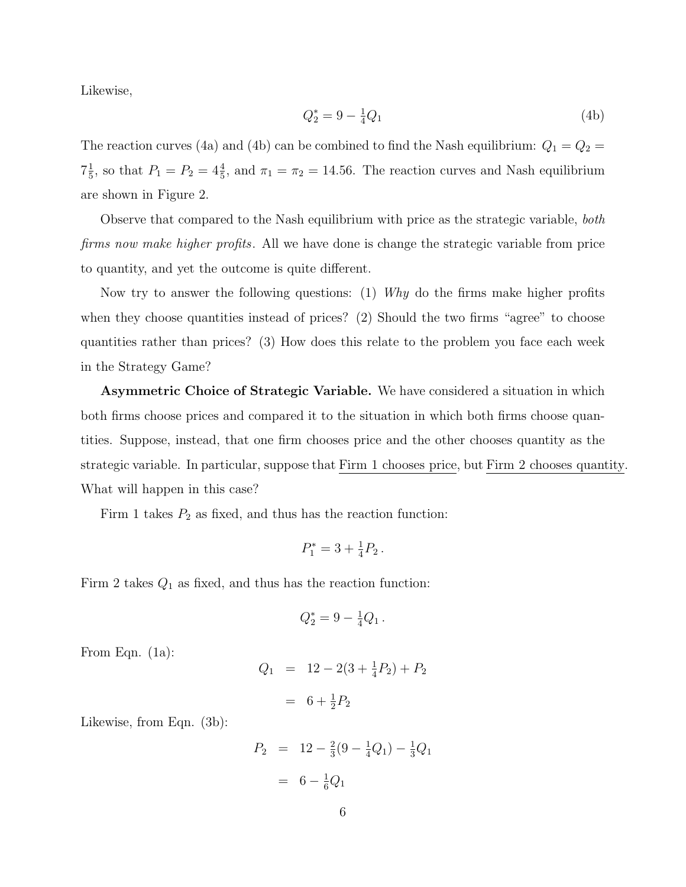Likewise,

$$Q_2^* = 9 - \tfrac{1}{4}Q_1 \tag{4b}$$

The reaction curves (4a) and (4b) can be combined to find the Nash equilibrium: $Q_1 = Q_2 = 7\frac{1}{5}$, so that $P_1 = P_2 = 4\frac{4}{5}$, and $\pi_1 = \pi_2 = 14.56$. The reaction curves and Nash equilibrium are shown in Figure 2.

Observe that compared to the Nash equilibrium with price as the strategic variable, *both firms now make higher profits*. All we have done is change the strategic variable from price to quantity, and yet the outcome is quite different.

Now try to answer the following questions: (1) *Why* do the firms make higher profits when they choose quantities instead of prices? (2) Should the two firms "agree" to choose quantities rather than prices? (3) How does this relate to the problem you face each week in the Strategy Game?

**Asymmetric Choice of Strategic Variable.** We have considered a situation in which both firms choose prices and compared it to the situation in which both firms choose quantities. Suppose, instead, that one firm chooses price and the other chooses quantity as the strategic variable. In particular, suppose that <u>Firm 1 chooses price</u>, but <u>Firm 2 chooses quantity</u>. What will happen in this case?

Firm 1 takes $P_2$ as fixed, and thus has the reaction function:

$$P_1^* = 3 + \tfrac{1}{4}P_2\,.$$

Firm 2 takes $Q_1$ as fixed, and thus has the reaction function:

$$Q_2^* = 9 - \tfrac{1}{4}Q_1\,.$$

From Eqn. (1a):

$$\begin{aligned} Q_1 &= 12 - 2(3 + \tfrac{1}{4}P_2) + P_2 \\ &= 6 + \tfrac{1}{2}P_2 \end{aligned}$$

Likewise, from Eqn. (3b):

$$\begin{aligned} P_2 &= 12 - \tfrac{2}{3}(9 - \tfrac{1}{4}Q_1) - \tfrac{1}{3}Q_1 \\ &= 6 - \tfrac{1}{6}Q_1 \end{aligned}$$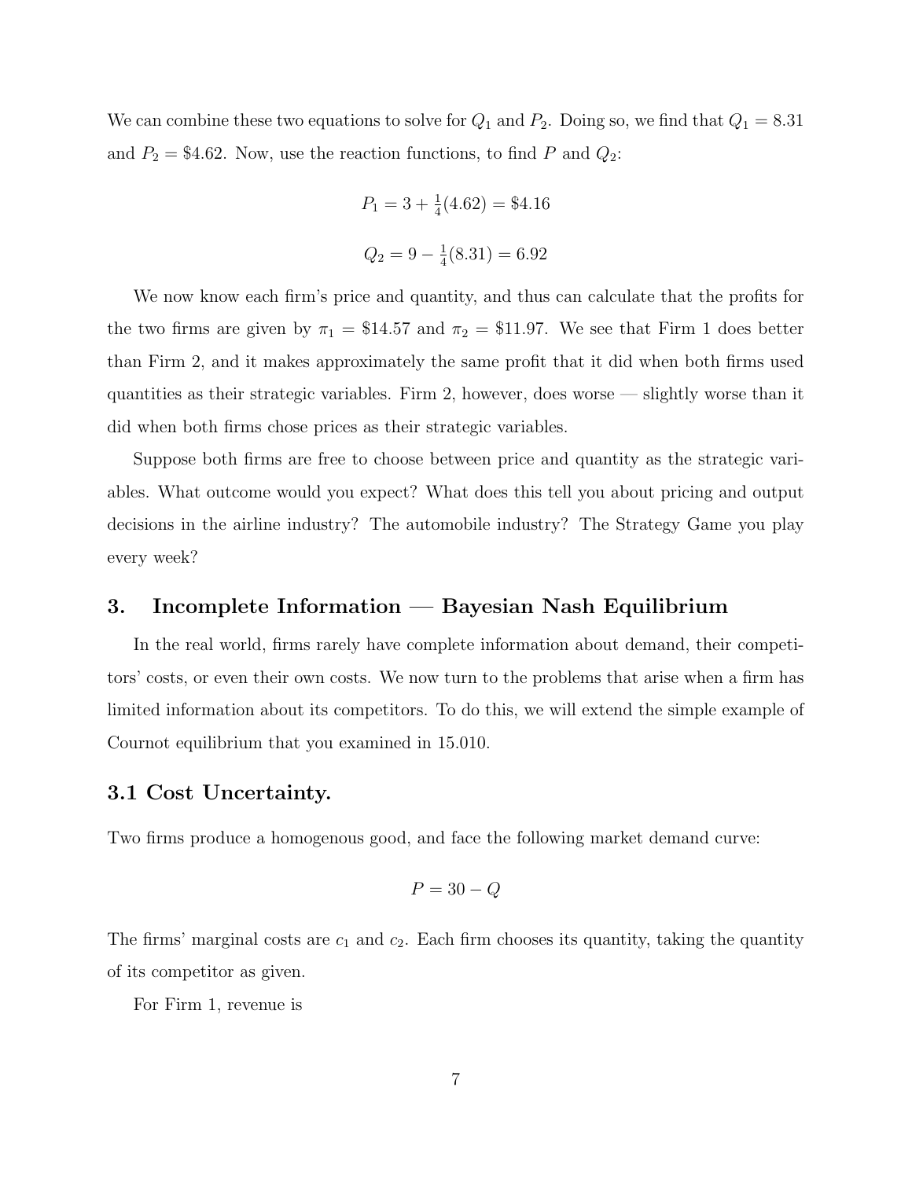We can combine these two equations to solve for $Q_1$ and $P_2$. Doing so, we find that $Q_1 = 8.31$ and $P_2 = \$4.62$. Now, use the reaction functions, to find $P$ and $Q_2$:

$$P_1 = 3 + \tfrac{1}{4}(4.62) = \$4.16$$

$$Q_2 = 9 - \tfrac{1}{4}(8.31) = 6.92$$

We now know each firm's price and quantity, and thus can calculate that the profits for the two firms are given by $\pi_1 = \$14.57$ and $\pi_2 = \$11.97$. We see that Firm 1 does better than Firm 2, and it makes approximately the same profit that it did when both firms used quantities as their strategic variables. Firm 2, however, does worse — slightly worse than it did when both firms chose prices as their strategic variables.

Suppose both firms are free to choose between price and quantity as the strategic variables. What outcome would you expect? What does this tell you about pricing and output decisions in the airline industry? The automobile industry? The Strategy Game you play every week?

## 3. Incomplete Information — Bayesian Nash Equilibrium

In the real world, firms rarely have complete information about demand, their competitors' costs, or even their own costs. We now turn to the problems that arise when a firm has limited information about its competitors. To do this, we will extend the simple example of Cournot equilibrium that you examined in 15.010.

### 3.1 Cost Uncertainty.

Two firms produce a homogenous good, and face the following market demand curve:

$$P = 30 - Q$$

The firms' marginal costs are $c_1$ and $c_2$. Each firm chooses its quantity, taking the quantity of its competitor as given.

For Firm 1, revenue is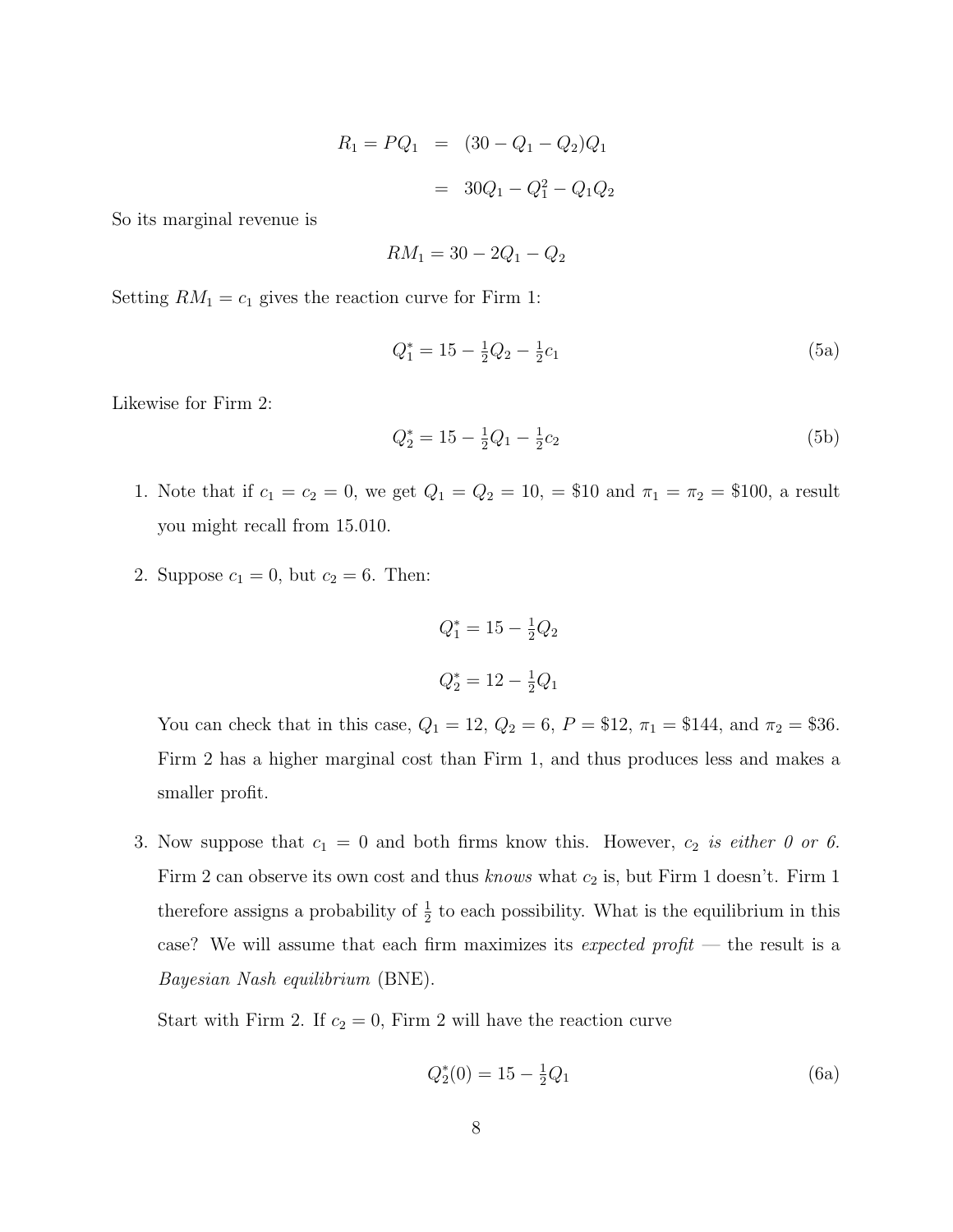$$R_1 = PQ_1 = (30 - Q_1 - Q_2)Q_1$$

$$= 30Q_1 - Q_1^2 - Q_1 Q_2$$

So its marginal revenue is

$$RM_1 = 30 - 2Q_1 - Q_2$$

Setting $RM_1 = c_1$ gives the reaction curve for Firm 1:

$$Q_1^* = 15 - \tfrac{1}{2}Q_2 - \tfrac{1}{2}c_1 \tag{5a}$$

Likewise for Firm 2:

$$Q_2^* = 15 - \tfrac{1}{2}Q_1 - \tfrac{1}{2}c_2 \tag{5b}$$

1. Note that if $c_1 = c_2 = 0$, we get $Q_1 = Q_2 = 10$, = \$10 and $\pi_1 = \pi_2 = \$100$, a result you might recall from 15.010.

2. Suppose $c_1 = 0$, but $c_2 = 6$. Then:

   $$Q_1^* = 15 - \tfrac{1}{2}Q_2$$

   $$Q_2^* = 12 - \tfrac{1}{2}Q_1$$

   You can check that in this case, $Q_1 = 12$, $Q_2 = 6$, $P = \$12$, $\pi_1 = \$144$, and $\pi_2 = \$36$. Firm 2 has a higher marginal cost than Firm 1, and thus produces less and makes a smaller profit.

3. Now suppose that $c_1 = 0$ and both firms know this. However, *$c_2$ is either 0 or 6.* Firm 2 can observe its own cost and thus *knows* what $c_2$ is, but Firm 1 doesn't. Firm 1 therefore assigns a probability of $\frac{1}{2}$ to each possibility. What is the equilibrium in this case? We will assume that each firm maximizes its *expected profit* — the result is a *Bayesian Nash equilibrium* (BNE).

   Start with Firm 2. If $c_2 = 0$, Firm 2 will have the reaction curve

   $$Q_2^*(0) = 15 - \tfrac{1}{2}Q_1 \tag{6a}$$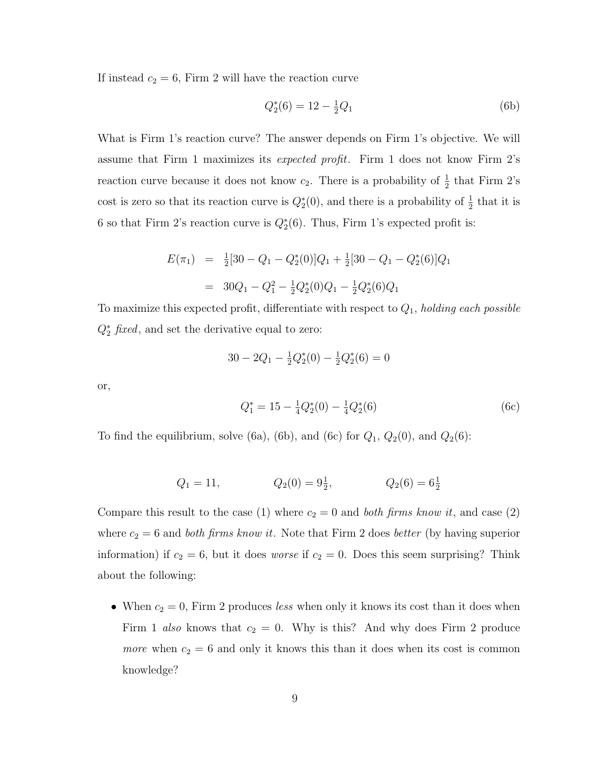If instead $c_2 = 6$, Firm 2 will have the reaction curve

$$Q_2^*(6) = 12 - \tfrac{1}{2}Q_1 \tag{6b}$$

What is Firm 1's reaction curve? The answer depends on Firm 1's objective. We will assume that Firm 1 maximizes its *expected profit*. Firm 1 does not know Firm 2's reaction curve because it does not know $c_2$. There is a probability of $\frac{1}{2}$ that Firm 2's cost is zero so that its reaction curve is $Q_2^*(0)$, and there is a probability of $\frac{1}{2}$ that it is 6 so that Firm 2's reaction curve is $Q_2^*(6)$. Thus, Firm 1's expected profit is:

$$\begin{aligned}
E(\pi_1) &= \tfrac{1}{2}[30 - Q_1 - Q_2^*(0)]Q_1 + \tfrac{1}{2}[30 - Q_1 - Q_2^*(6)]Q_1 \\
&= 30Q_1 - Q_1^2 - \tfrac{1}{2}Q_2^*(0)Q_1 - \tfrac{1}{2}Q_2^*(6)Q_1
\end{aligned}$$

To maximize this expected profit, differentiate with respect to $Q_1$, *holding each possible $Q_2^*$ fixed*, and set the derivative equal to zero:

$$30 - 2Q_1 - \tfrac{1}{2}Q_2^*(0) - \tfrac{1}{2}Q_2^*(6) = 0$$

or,

$$Q_1^* = 15 - \tfrac{1}{4}Q_2^*(0) - \tfrac{1}{4}Q_2^*(6) \tag{6c}$$

To find the equilibrium, solve (6a), (6b), and (6c) for $Q_1$, $Q_2(0)$, and $Q_2(6)$:

$$Q_1 = 11, \qquad Q_2(0) = 9\tfrac{1}{2}, \qquad Q_2(6) = 6\tfrac{1}{2}$$

Compare this result to the case (1) where $c_2 = 0$ and *both firms know it*, and case (2) where $c_2 = 6$ and *both firms know it*. Note that Firm 2 does *better* (by having superior information) if $c_2 = 6$, but it does *worse* if $c_2 = 0$. Does this seem surprising? Think about the following:

- When $c_2 = 0$, Firm 2 produces *less* when only it knows its cost than it does when Firm 1 *also* knows that $c_2 = 0$. Why is this? And why does Firm 2 produce *more* when $c_2 = 6$ and only it knows this than it does when its cost is common knowledge?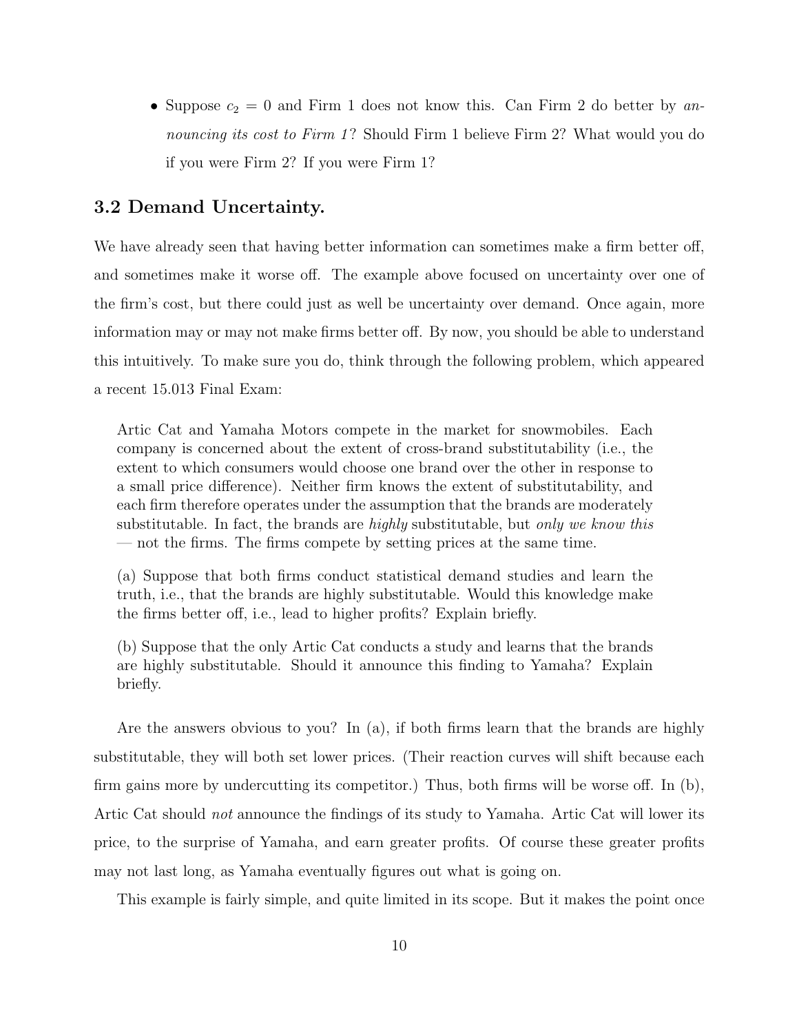- Suppose $c_2 = 0$ and Firm 1 does not know this. Can Firm 2 do better by *announcing its cost to Firm 1*? Should Firm 1 believe Firm 2? What would you do if you were Firm 2? If you were Firm 1?

### 3.2 Demand Uncertainty.

We have already seen that having better information can sometimes make a firm better off, and sometimes make it worse off. The example above focused on uncertainty over one of the firm's cost, but there could just as well be uncertainty over demand. Once again, more information may or may not make firms better off. By now, you should be able to understand this intuitively. To make sure you do, think through the following problem, which appeared a recent 15.013 Final Exam:

> Artic Cat and Yamaha Motors compete in the market for snowmobiles. Each company is concerned about the extent of cross-brand substitutability (i.e., the extent to which consumers would choose one brand over the other in response to a small price difference). Neither firm knows the extent of substitutability, and each firm therefore operates under the assumption that the brands are moderately substitutable. In fact, the brands are *highly* substitutable, but *only we know this* — not the firms. The firms compete by setting prices at the same time.
>
> (a) Suppose that both firms conduct statistical demand studies and learn the truth, i.e., that the brands are highly substitutable. Would this knowledge make the firms better off, i.e., lead to higher profits? Explain briefly.
>
> (b) Suppose that the only Artic Cat conducts a study and learns that the brands are highly substitutable. Should it announce this finding to Yamaha? Explain briefly.

Are the answers obvious to you? In (a), if both firms learn that the brands are highly substitutable, they will both set lower prices. (Their reaction curves will shift because each firm gains more by undercutting its competitor.) Thus, both firms will be worse off. In (b), Artic Cat should *not* announce the findings of its study to Yamaha. Artic Cat will lower its price, to the surprise of Yamaha, and earn greater profits. Of course these greater profits may not last long, as Yamaha eventually figures out what is going on.

This example is fairly simple, and quite limited in its scope. But it makes the point once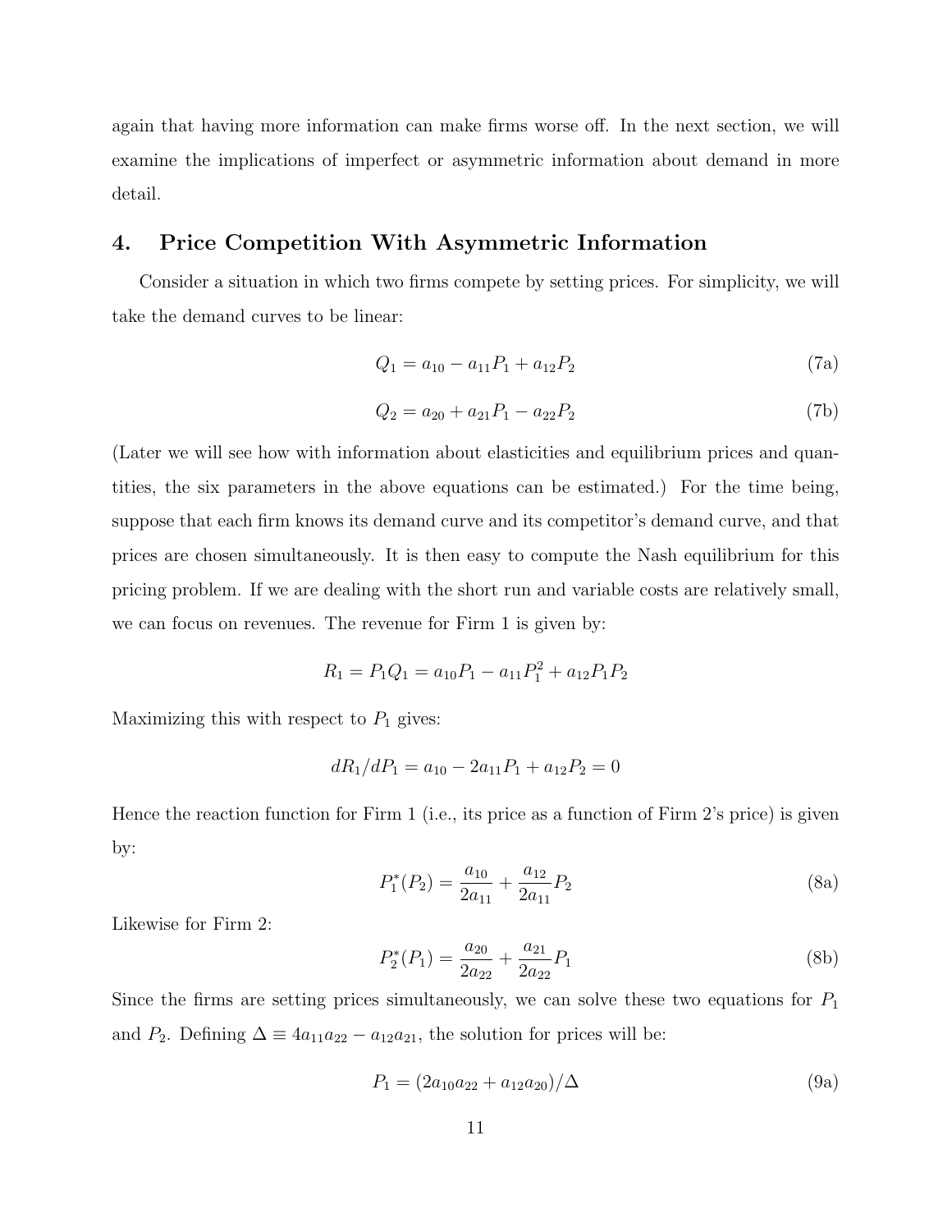again that having more information can make firms worse off. In the next section, we will examine the implications of imperfect or asymmetric information about demand in more detail.

## 4. Price Competition With Asymmetric Information

Consider a situation in which two firms compete by setting prices. For simplicity, we will take the demand curves to be linear:

$$Q_1 = a_{10} - a_{11}P_1 + a_{12}P_2 \tag{7a}$$

$$Q_2 = a_{20} + a_{21}P_1 - a_{22}P_2 \tag{7b}$$

(Later we will see how with information about elasticities and equilibrium prices and quantities, the six parameters in the above equations can be estimated.) For the time being, suppose that each firm knows its demand curve and its competitor's demand curve, and that prices are chosen simultaneously. It is then easy to compute the Nash equilibrium for this pricing problem. If we are dealing with the short run and variable costs are relatively small, we can focus on revenues. The revenue for Firm 1 is given by:

$$R_1 = P_1Q_1 = a_{10}P_1 - a_{11}P_1^2 + a_{12}P_1P_2$$

Maximizing this with respect to $P_1$ gives:

$$dR_1/dP_1 = a_{10} - 2a_{11}P_1 + a_{12}P_2 = 0$$

Hence the reaction function for Firm 1 (i.e., its price as a function of Firm 2's price) is given by:

$$P_1^*(P_2) = \frac{a_{10}}{2a_{11}} + \frac{a_{12}}{2a_{11}}P_2 \tag{8a}$$

Likewise for Firm 2:

$$P_2^*(P_1) = \frac{a_{20}}{2a_{22}} + \frac{a_{21}}{2a_{22}}P_1 \tag{8b}$$

Since the firms are setting prices simultaneously, we can solve these two equations for $P_1$ and $P_2$. Defining $\Delta \equiv 4a_{11}a_{22} - a_{12}a_{21}$, the solution for prices will be:

$$P_1 = (2a_{10}a_{22} + a_{12}a_{20})/\Delta \tag{9a}$$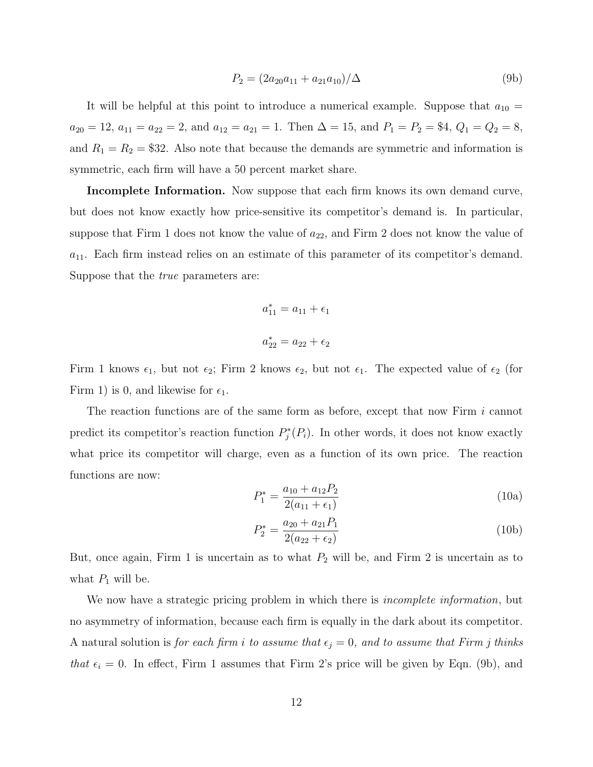$$P_2 = (2a_{20}a_{11} + a_{21}a_{10})/\Delta \tag{9b}$$

It will be helpful at this point to introduce a numerical example. Suppose that $a_{10} = a_{20} = 12$, $a_{11} = a_{22} = 2$, and $a_{12} = a_{21} = 1$. Then $\Delta = 15$, and $P_1 = P_2 = \$4$, $Q_1 = Q_2 = 8$, and $R_1 = R_2 = \$32$. Also note that because the demands are symmetric and information is symmetric, each firm will have a 50 percent market share.

**Incomplete Information.** Now suppose that each firm knows its own demand curve, but does not know exactly how price-sensitive its competitor's demand is. In particular, suppose that Firm 1 does not know the value of $a_{22}$, and Firm 2 does not know the value of $a_{11}$. Each firm instead relies on an estimate of this parameter of its competitor's demand. Suppose that the *true* parameters are:

$$a_{11}^* = a_{11} + \epsilon_1$$

$$a_{22}^* = a_{22} + \epsilon_2$$

Firm 1 knows $\epsilon_1$, but not $\epsilon_2$; Firm 2 knows $\epsilon_2$, but not $\epsilon_1$. The expected value of $\epsilon_2$ (for Firm 1) is 0, and likewise for $\epsilon_1$.

The reaction functions are of the same form as before, except that now Firm $i$ cannot predict its competitor's reaction function $P_j^*(P_i)$. In other words, it does not know exactly what price its competitor will charge, even as a function of its own price. The reaction functions are now:

$$P_1^* = \frac{a_{10} + a_{12}P_2}{2(a_{11} + \epsilon_1)} \tag{10a}$$

$$P_2^* = \frac{a_{20} + a_{21}P_1}{2(a_{22} + \epsilon_2)} \tag{10b}$$

But, once again, Firm 1 is uncertain as to what $P_2$ will be, and Firm 2 is uncertain as to what $P_1$ will be.

We now have a strategic pricing problem in which there is *incomplete information*, but no asymmetry of information, because each firm is equally in the dark about its competitor. A natural solution is *for each firm $i$ to assume that $\epsilon_j = 0$, and to assume that Firm $j$ thinks that $\epsilon_i = 0$.* In effect, Firm 1 assumes that Firm 2's price will be given by Eqn. (9b), and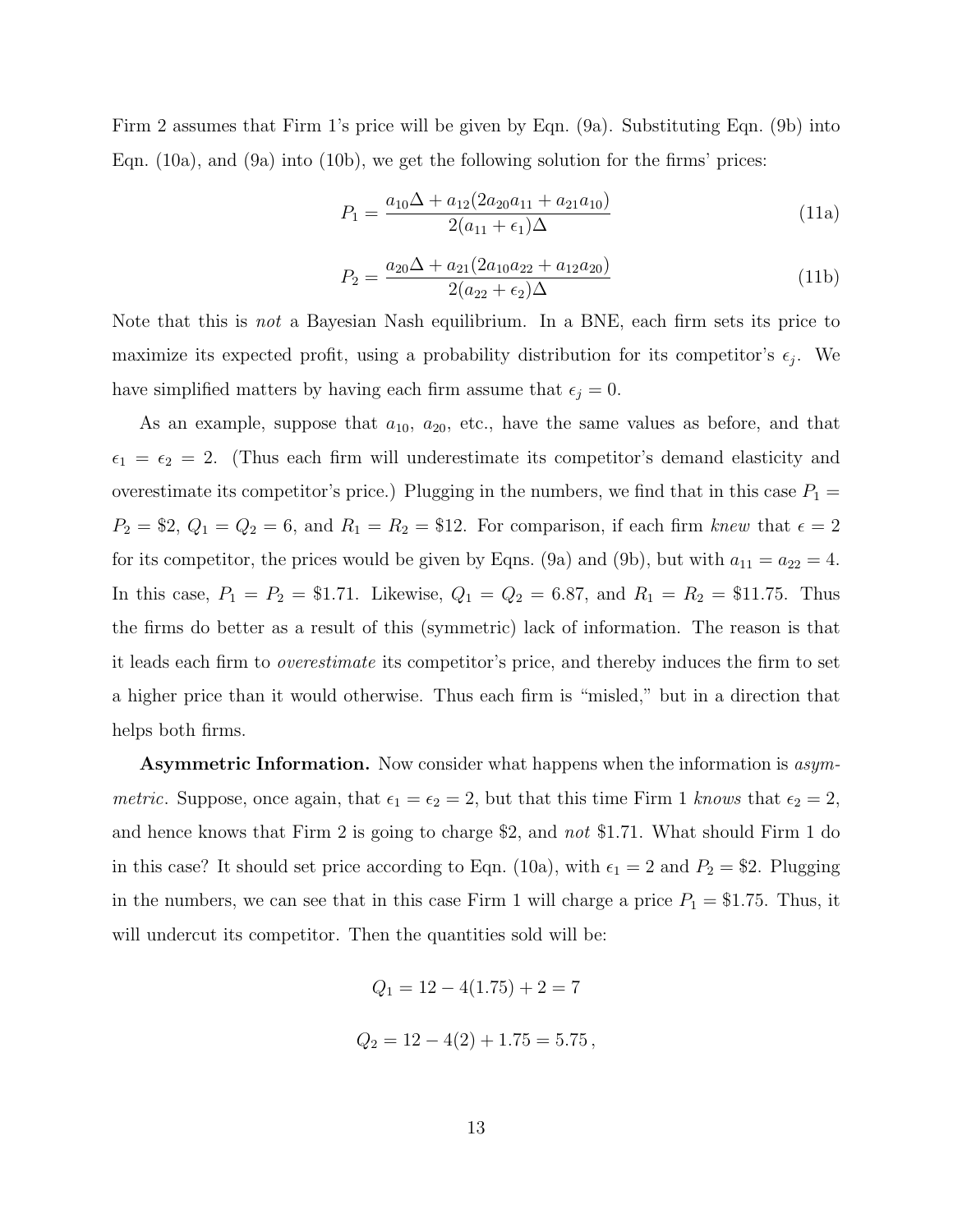Firm 2 assumes that Firm 1's price will be given by Eqn. (9a). Substituting Eqn. (9b) into Eqn. (10a), and (9a) into (10b), we get the following solution for the firms' prices:

$$P_1 = \frac{a_{10}\Delta + a_{12}(2a_{20}a_{11} + a_{21}a_{10})}{2(a_{11} + \epsilon_1)\Delta} \tag{11a}$$

$$P_2 = \frac{a_{20}\Delta + a_{21}(2a_{10}a_{22} + a_{12}a_{20})}{2(a_{22} + \epsilon_2)\Delta} \tag{11b}$$

Note that this is *not* a Bayesian Nash equilibrium. In a BNE, each firm sets its price to maximize its expected profit, using a probability distribution for its competitor's $\epsilon_j$. We have simplified matters by having each firm assume that $\epsilon_j = 0$.

As an example, suppose that $a_{10}$, $a_{20}$, etc., have the same values as before, and that $\epsilon_1 = \epsilon_2 = 2$. (Thus each firm will underestimate its competitor's demand elasticity and overestimate its competitor's price.) Plugging in the numbers, we find that in this case $P_1 = P_2 = \$2$, $Q_1 = Q_2 = 6$, and $R_1 = R_2 = \$12$. For comparison, if each firm *knew* that $\epsilon = 2$ for its competitor, the prices would be given by Eqns. (9a) and (9b), but with $a_{11} = a_{22} = 4$. In this case, $P_1 = P_2 = \$1.71$. Likewise, $Q_1 = Q_2 = 6.87$, and $R_1 = R_2 = \$11.75$. Thus the firms do better as a result of this (symmetric) lack of information. The reason is that it leads each firm to *overestimate* its competitor's price, and thereby induces the firm to set a higher price than it would otherwise. Thus each firm is "misled," but in a direction that helps both firms.

**Asymmetric Information.** Now consider what happens when the information is *asymmetric*. Suppose, once again, that $\epsilon_1 = \epsilon_2 = 2$, but that this time Firm 1 *knows* that $\epsilon_2 = 2$, and hence knows that Firm 2 is going to charge \$2, and *not* \$1.71. What should Firm 1 do in this case? It should set price according to Eqn. (10a), with $\epsilon_1 = 2$ and $P_2 = \$2$. Plugging in the numbers, we can see that in this case Firm 1 will charge a price $P_1 = \$1.75$. Thus, it will undercut its competitor. Then the quantities sold will be:

$$Q_1 = 12 - 4(1.75) + 2 = 7$$

$$Q_2 = 12 - 4(2) + 1.75 = 5.75\,,$$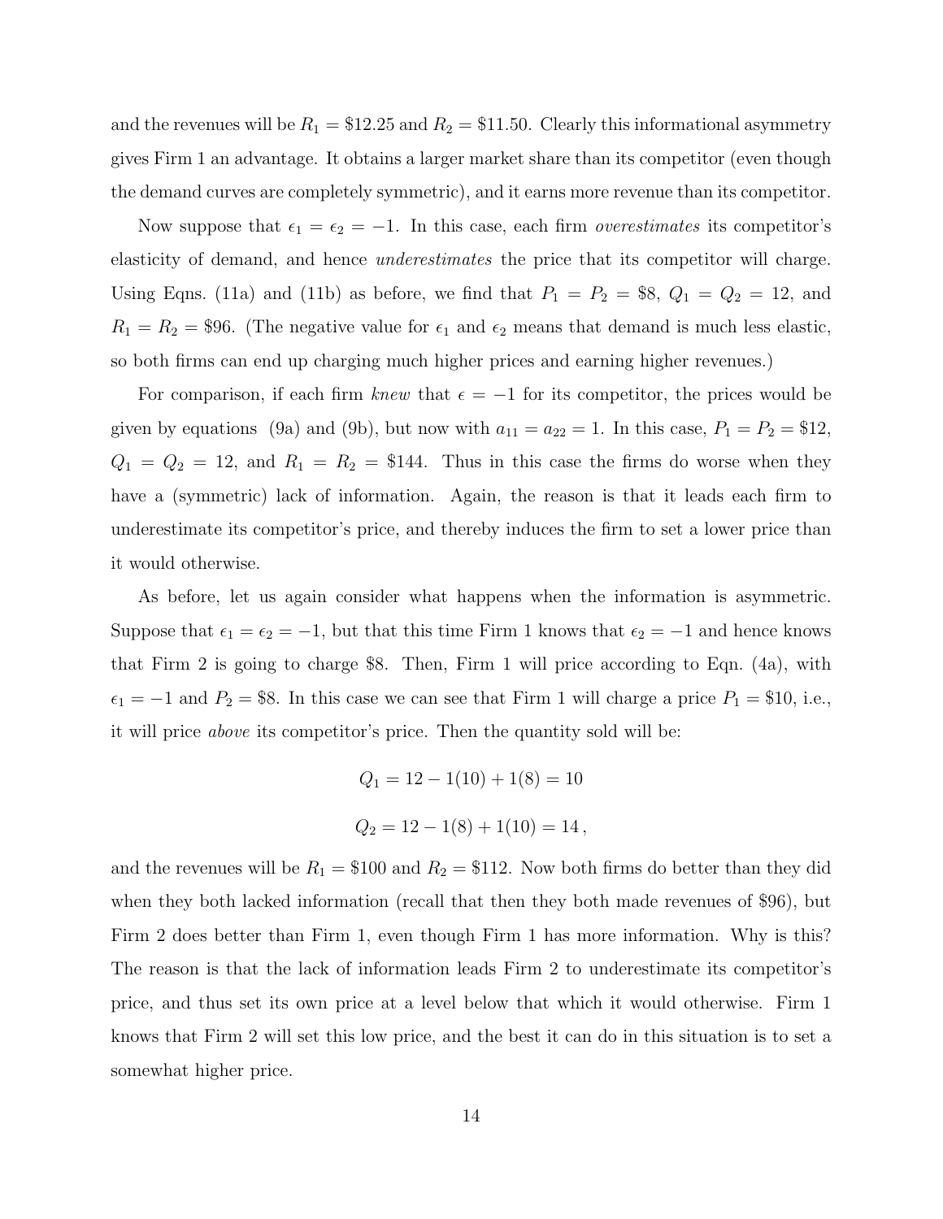and the revenues will be $R_1 = \$12.25$ and $R_2 = \$11.50$. Clearly this informational asymmetry gives Firm 1 an advantage. It obtains a larger market share than its competitor (even though the demand curves are completely symmetric), and it earns more revenue than its competitor.

Now suppose that $\epsilon_1 = \epsilon_2 = -1$. In this case, each firm *overestimates* its competitor's elasticity of demand, and hence *underestimates* the price that its competitor will charge. Using Eqns. (11a) and (11b) as before, we find that $P_1 = P_2 = \$8$, $Q_1 = Q_2 = 12$, and $R_1 = R_2 = \$96$. (The negative value for $\epsilon_1$ and $\epsilon_2$ means that demand is much less elastic, so both firms can end up charging much higher prices and earning higher revenues.)

For comparison, if each firm *knew* that $\epsilon = -1$ for its competitor, the prices would be given by equations (9a) and (9b), but now with $a_{11} = a_{22} = 1$. In this case, $P_1 = P_2 = \$12$, $Q_1 = Q_2 = 12$, and $R_1 = R_2 = \$144$. Thus in this case the firms do worse when they have a (symmetric) lack of information. Again, the reason is that it leads each firm to underestimate its competitor's price, and thereby induces the firm to set a lower price than it would otherwise.

As before, let us again consider what happens when the information is asymmetric. Suppose that $\epsilon_1 = \epsilon_2 = -1$, but that this time Firm 1 knows that $\epsilon_2 = -1$ and hence knows that Firm 2 is going to charge \$8. Then, Firm 1 will price according to Eqn. (4a), with $\epsilon_1 = -1$ and $P_2 = \$8$. In this case we can see that Firm 1 will charge a price $P_1 = \$10$, i.e., it will price *above* its competitor's price. Then the quantity sold will be:

$$Q_1 = 12 - 1(10) + 1(8) = 10$$

$$Q_2 = 12 - 1(8) + 1(10) = 14\,,$$

and the revenues will be $R_1 = \$100$ and $R_2 = \$112$. Now both firms do better than they did when they both lacked information (recall that then they both made revenues of \$96), but Firm 2 does better than Firm 1, even though Firm 1 has more information. Why is this? The reason is that the lack of information leads Firm 2 to underestimate its competitor's price, and thus set its own price at a level below that which it would otherwise. Firm 1 knows that Firm 2 will set this low price, and the best it can do in this situation is to set a somewhat higher price.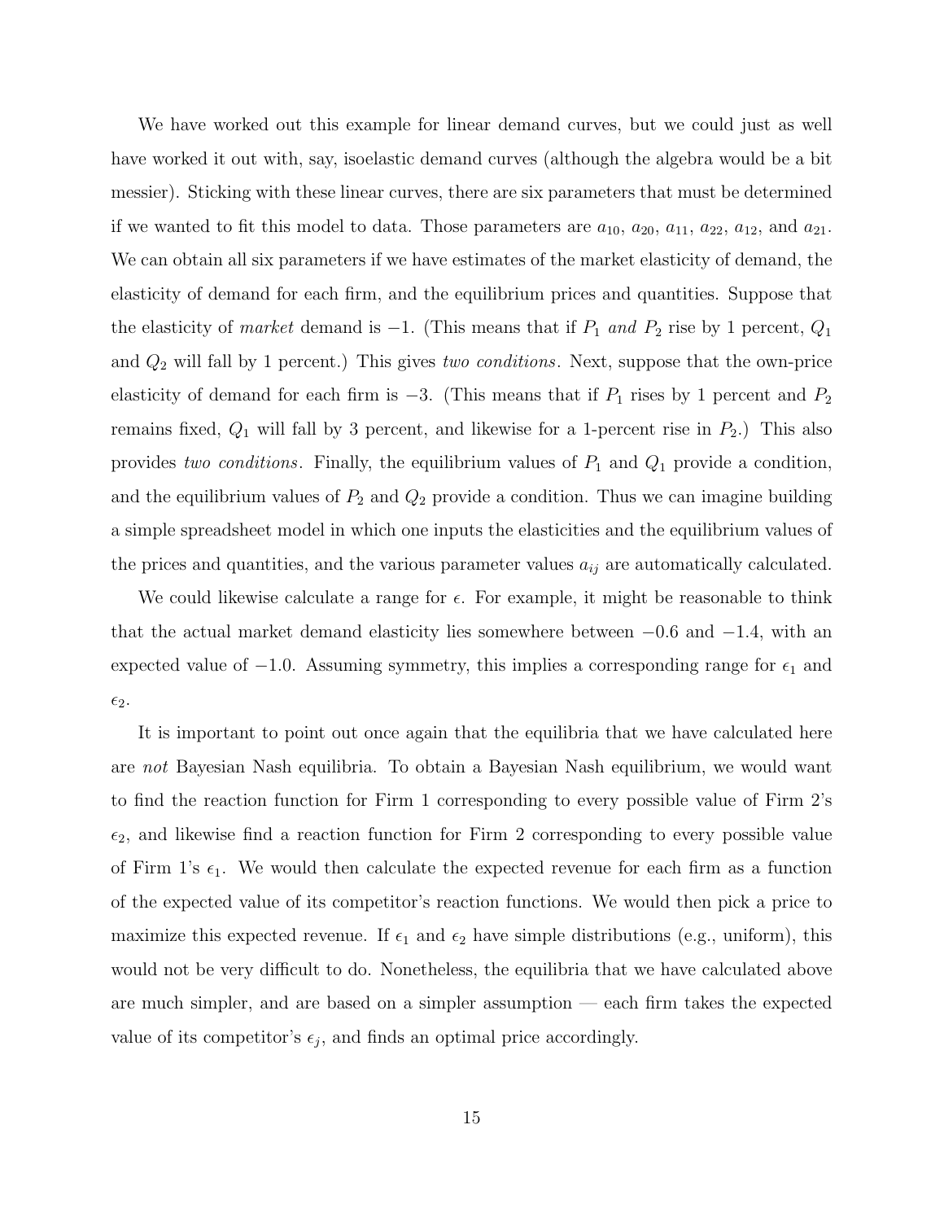We have worked out this example for linear demand curves, but we could just as well have worked it out with, say, isoelastic demand curves (although the algebra would be a bit messier). Sticking with these linear curves, there are six parameters that must be determined if we wanted to fit this model to data. Those parameters are $a_{10}$, $a_{20}$, $a_{11}$, $a_{22}$, $a_{12}$, and $a_{21}$. We can obtain all six parameters if we have estimates of the market elasticity of demand, the elasticity of demand for each firm, and the equilibrium prices and quantities. Suppose that the elasticity of *market* demand is $-1$. (This means that if $P_1$ *and* $P_2$ rise by 1 percent, $Q_1$ and $Q_2$ will fall by 1 percent.) This gives *two conditions*. Next, suppose that the own-price elasticity of demand for each firm is $-3$. (This means that if $P_1$ rises by 1 percent and $P_2$ remains fixed, $Q_1$ will fall by 3 percent, and likewise for a 1-percent rise in $P_2$.) This also provides *two conditions*. Finally, the equilibrium values of $P_1$ and $Q_1$ provide a condition, and the equilibrium values of $P_2$ and $Q_2$ provide a condition. Thus we can imagine building a simple spreadsheet model in which one inputs the elasticities and the equilibrium values of the prices and quantities, and the various parameter values $a_{ij}$ are automatically calculated.

We could likewise calculate a range for $\epsilon$. For example, it might be reasonable to think that the actual market demand elasticity lies somewhere between $-0.6$ and $-1.4$, with an expected value of $-1.0$. Assuming symmetry, this implies a corresponding range for $\epsilon_1$ and $\epsilon_2$.

It is important to point out once again that the equilibria that we have calculated here are *not* Bayesian Nash equilibria. To obtain a Bayesian Nash equilibrium, we would want to find the reaction function for Firm 1 corresponding to every possible value of Firm 2's $\epsilon_2$, and likewise find a reaction function for Firm 2 corresponding to every possible value of Firm 1's $\epsilon_1$. We would then calculate the expected revenue for each firm as a function of the expected value of its competitor's reaction functions. We would then pick a price to maximize this expected revenue. If $\epsilon_1$ and $\epsilon_2$ have simple distributions (e.g., uniform), this would not be very difficult to do. Nonetheless, the equilibria that we have calculated above are much simpler, and are based on a simpler assumption — each firm takes the expected value of its competitor's $\epsilon_j$, and finds an optimal price accordingly.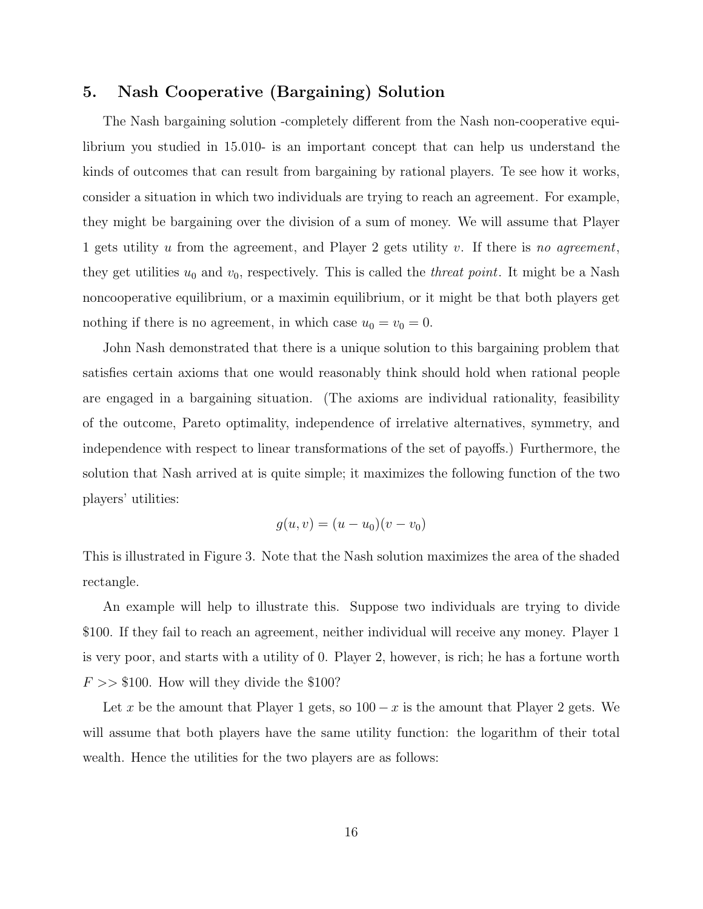## 5. Nash Cooperative (Bargaining) Solution

The Nash bargaining solution -completely different from the Nash non-cooperative equilibrium you studied in 15.010- is an important concept that can help us understand the kinds of outcomes that can result from bargaining by rational players. Te see how it works, consider a situation in which two individuals are trying to reach an agreement. For example, they might be bargaining over the division of a sum of money. We will assume that Player 1 gets utility $u$ from the agreement, and Player 2 gets utility $v$. If there is *no agreement*, they get utilities $u_0$ and $v_0$, respectively. This is called the *threat point*. It might be a Nash noncooperative equilibrium, or a maximin equilibrium, or it might be that both players get nothing if there is no agreement, in which case $u_0 = v_0 = 0$.

John Nash demonstrated that there is a unique solution to this bargaining problem that satisfies certain axioms that one would reasonably think should hold when rational people are engaged in a bargaining situation. (The axioms are individual rationality, feasibility of the outcome, Pareto optimality, independence of irrelative alternatives, symmetry, and independence with respect to linear transformations of the set of payoffs.) Furthermore, the solution that Nash arrived at is quite simple; it maximizes the following function of the two players' utilities:

$$g(u, v) = (u - u_0)(v - v_0)$$

This is illustrated in Figure 3. Note that the Nash solution maximizes the area of the shaded rectangle.

An example will help to illustrate this. Suppose two individuals are trying to divide \$100. If they fail to reach an agreement, neither individual will receive any money. Player 1 is very poor, and starts with a utility of 0. Player 2, however, is rich; he has a fortune worth $F >> \$100$. How will they divide the \$100?

Let $x$ be the amount that Player 1 gets, so $100 - x$ is the amount that Player 2 gets. We will assume that both players have the same utility function: the logarithm of their total wealth. Hence the utilities for the two players are as follows: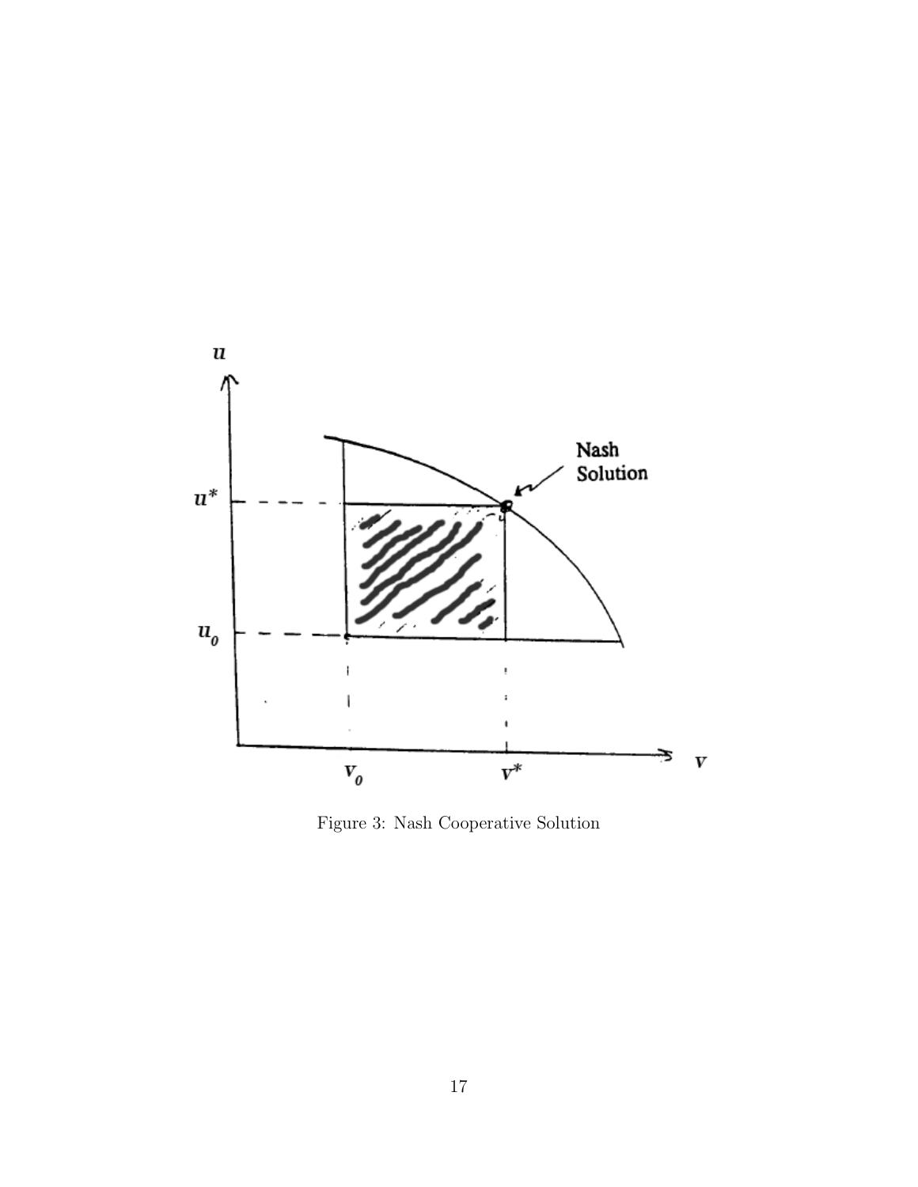Figure 3: Nash Cooperative Solution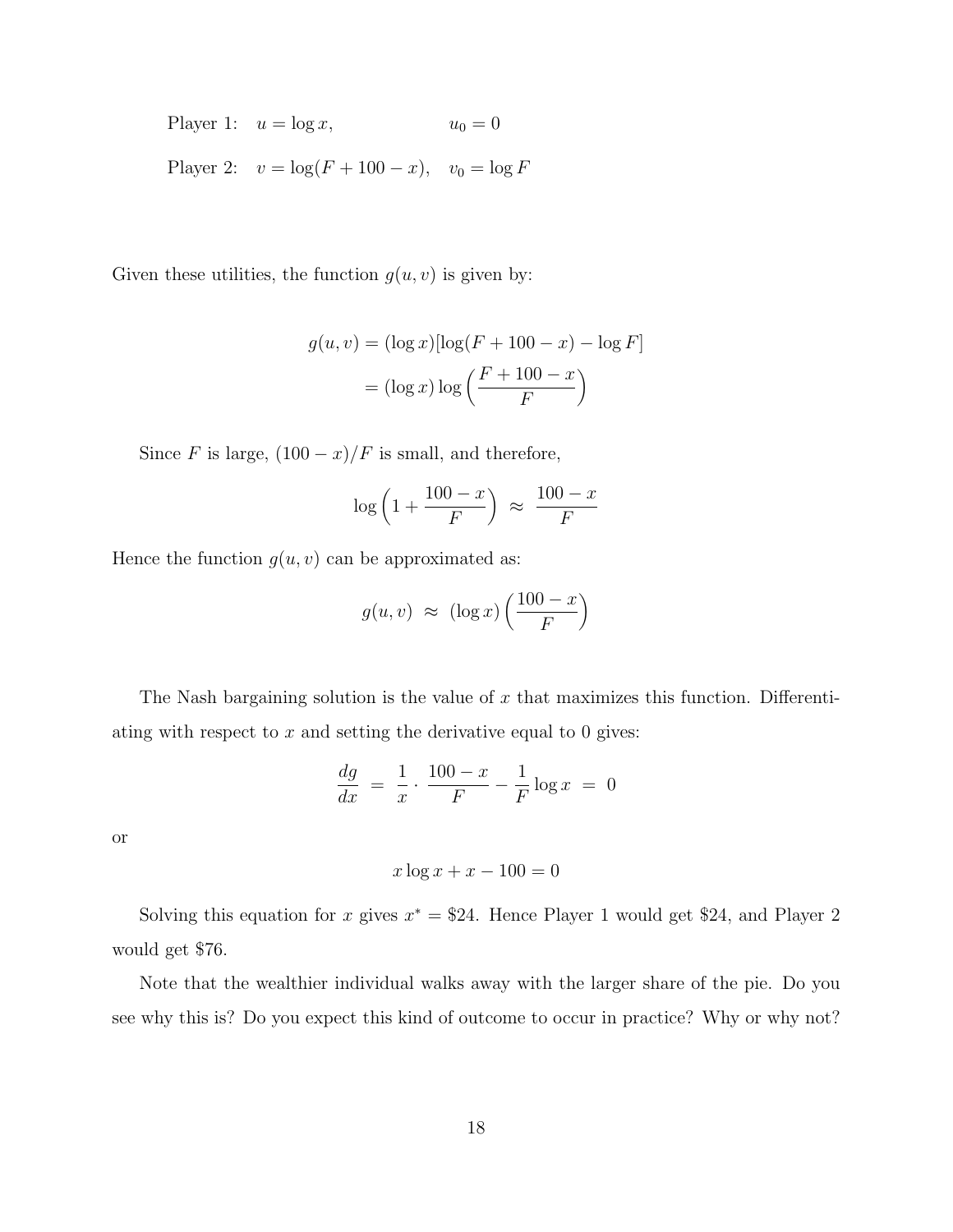$$\text{Player 1:} \quad u = \log x, \qquad\qquad u_0 = 0$$

$$\text{Player 2:} \quad v = \log(F + 100 - x), \quad v_0 = \log F$$

Given these utilities, the function $g(u, v)$ is given by:

$$
\begin{aligned}
g(u, v) &= (\log x)[\log(F + 100 - x) - \log F] \\
&= (\log x) \log\left(\frac{F + 100 - x}{F}\right)
\end{aligned}
$$

Since $F$ is large, $(100 - x)/F$ is small, and therefore,

$$\log\left(1 + \frac{100 - x}{F}\right) \;\approx\; \frac{100 - x}{F}$$

Hence the function $g(u, v)$ can be approximated as:

$$g(u, v) \;\approx\; (\log x)\left(\frac{100 - x}{F}\right)$$

The Nash bargaining solution is the value of $x$ that maximizes this function. Differentiating with respect to $x$ and setting the derivative equal to 0 gives:

$$\frac{dg}{dx} \;=\; \frac{1}{x} \cdot \frac{100 - x}{F} - \frac{1}{F}\log x \;=\; 0$$

or

$$x \log x + x - 100 = 0$$

Solving this equation for $x$ gives $x^* = \$24$. Hence Player 1 would get \$24, and Player 2 would get \$76.

Note that the wealthier individual walks away with the larger share of the pie. Do you see why this is? Do you expect this kind of outcome to occur in practice? Why or why not?